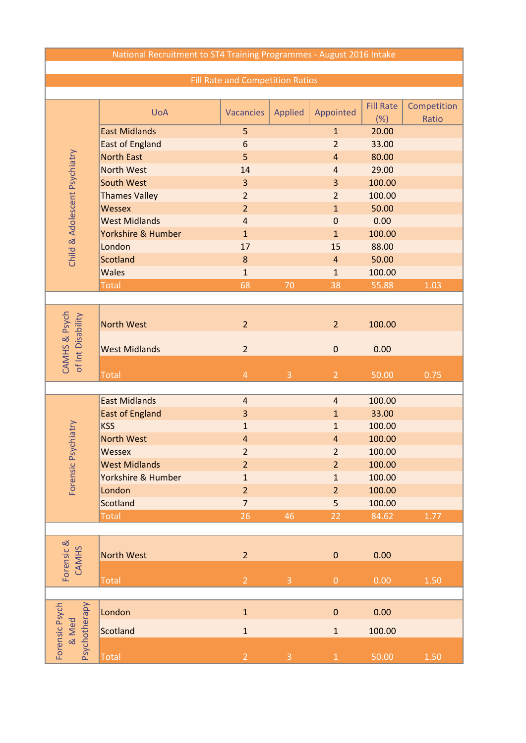# National Recruitment to ST4 Training Programmes - August 2016 Intake

## Fill Rate and Competition Ratios

| | UoA | Vacancies | Applied | Appointed | Fill Rate (%) | Competition Ratio |
|---|---|---|---|---|---|---|
| Child & Adolescent Psychiatry | East Midlands | 5 | | 1 | 20.00 | |
| | East of England | 6 | | 2 | 33.00 | |
| | North East | 5 | | 4 | 80.00 | |
| | North West | 14 | | 4 | 29.00 | |
| | South West | 3 | | 3 | 100.00 | |
| | Thames Valley | 2 | | 2 | 100.00 | |
| | Wessex | 2 | | 1 | 50.00 | |
| | West Midlands | 4 | | 0 | 0.00 | |
| | Yorkshire & Humber | 1 | | 1 | 100.00 | |
| | London | 17 | | 15 | 88.00 | |
| | Scotland | 8 | | 4 | 50.00 | |
| | Wales | 1 | | 1 | 100.00 | |
| | Total | 68 | 70 | 38 | 55.88 | 1.03 |
| CAMHS & Psych of Int Disability | North West | 2 | | 2 | 100.00 | |
| | West Midlands | 2 | | 0 | 0.00 | |
| | Total | 4 | 3 | 2 | 50.00 | 0.75 |
| Forensic Psychiatry | East Midlands | 4 | | 4 | 100.00 | |
| | East of England | 3 | | 1 | 33.00 | |
| | KSS | 1 | | 1 | 100.00 | |
| | North West | 4 | | 4 | 100.00 | |
| | Wessex | 2 | | 2 | 100.00 | |
| | West Midlands | 2 | | 2 | 100.00 | |
| | Yorkshire & Humber | 1 | | 1 | 100.00 | |
| | London | 2 | | 2 | 100.00 | |
| | Scotland | 7 | | 5 | 100.00 | |
| | Total | 26 | 46 | 22 | 84.62 | 1.77 |
| Forensic & CAMHS | North West | 2 | | 0 | 0.00 | |
| | Total | 2 | 3 | 0 | 0.00 | 1.50 |
| Forensic Psych & Med Psychotherapy | London | 1 | | 0 | 0.00 | |
| | Scotland | 1 | | 1 | 100.00 | |
| | Total | 2 | 3 | 1 | 50.00 | 1.50 |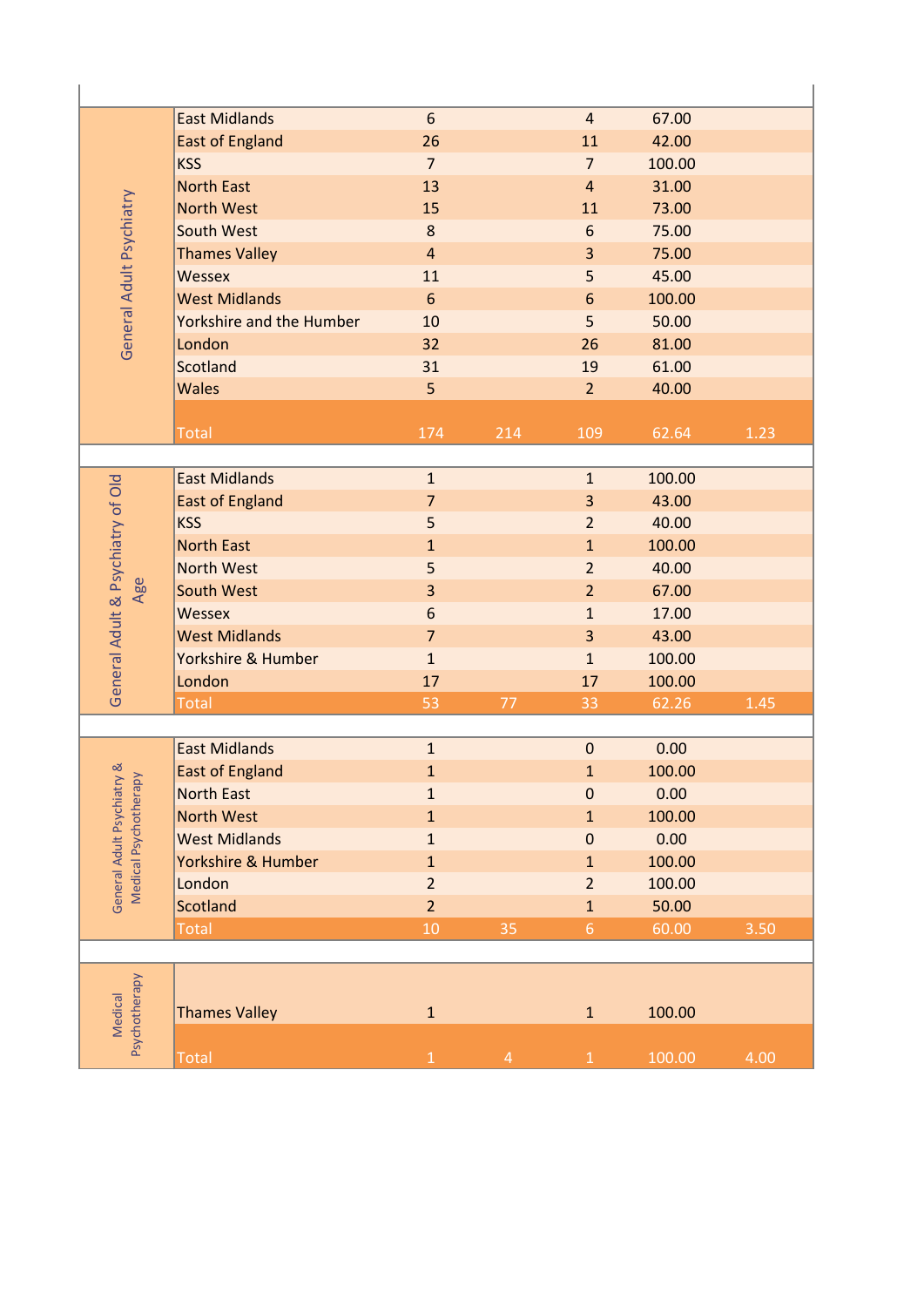| | | | | | | |
|---|---|---|---|---|---|---|
| General Adult Psychiatry | East Midlands | 6 | | 4 | 67.00 | |
| | East of England | 26 | | 11 | 42.00 | |
| | KSS | 7 | | 7 | 100.00 | |
| | North East | 13 | | 4 | 31.00 | |
| | North West | 15 | | 11 | 73.00 | |
| | South West | 8 | | 6 | 75.00 | |
| | Thames Valley | 4 | | 3 | 75.00 | |
| | Wessex | 11 | | 5 | 45.00 | |
| | West Midlands | 6 | | 6 | 100.00 | |
| | Yorkshire and the Humber | 10 | | 5 | 50.00 | |
| | London | 32 | | 26 | 81.00 | |
| | Scotland | 31 | | 19 | 61.00 | |
| | Wales | 5 | | 2 | 40.00 | |
| | Total | 174 | 214 | 109 | 62.64 | 1.23 |
| General Adult & Psychiatry of Old Age | East Midlands | 1 | | 1 | 100.00 | |
| | East of England | 7 | | 3 | 43.00 | |
| | KSS | 5 | | 2 | 40.00 | |
| | North East | 1 | | 1 | 100.00 | |
| | North West | 5 | | 2 | 40.00 | |
| | South West | 3 | | 2 | 67.00 | |
| | Wessex | 6 | | 1 | 17.00 | |
| | West Midlands | 7 | | 3 | 43.00 | |
| | Yorkshire & Humber | 1 | | 1 | 100.00 | |
| | London | 17 | | 17 | 100.00 | |
| | Total | 53 | 77 | 33 | 62.26 | 1.45 |
| General Adult Psychiatry & Medical Psychotherapy | East Midlands | 1 | | 0 | 0.00 | |
| | East of England | 1 | | 1 | 100.00 | |
| | North East | 1 | | 0 | 0.00 | |
| | North West | 1 | | 1 | 100.00 | |
| | West Midlands | 1 | | 0 | 0.00 | |
| | Yorkshire & Humber | 1 | | 1 | 100.00 | |
| | London | 2 | | 2 | 100.00 | |
| | Scotland | 2 | | 1 | 50.00 | |
| | Total | 10 | 35 | 6 | 60.00 | 3.50 |
| Medical Psychotherapy | Thames Valley | 1 | | 1 | 100.00 | |
| | Total | 1 | 4 | 1 | 100.00 | 4.00 |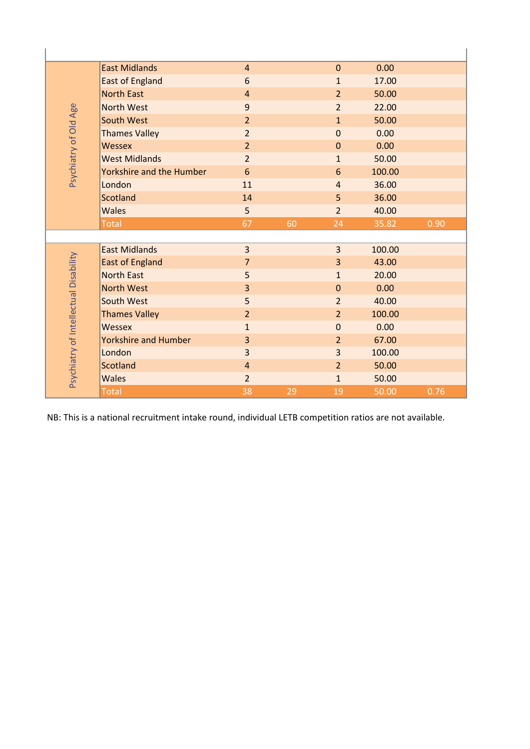| | | | | | | |
|---|---|---|---|---|---|---|
| Psychiatry of Old Age | East Midlands | 4 | | 0 | 0.00 | |
| | East of England | 6 | | 1 | 17.00 | |
| | North East | 4 | | 2 | 50.00 | |
| | North West | 9 | | 2 | 22.00 | |
| | South West | 2 | | 1 | 50.00 | |
| | Thames Valley | 2 | | 0 | 0.00 | |
| | Wessex | 2 | | 0 | 0.00 | |
| | West Midlands | 2 | | 1 | 50.00 | |
| | Yorkshire and the Humber | 6 | | 6 | 100.00 | |
| | London | 11 | | 4 | 36.00 | |
| | Scotland | 14 | | 5 | 36.00 | |
| | Wales | 5 | | 2 | 40.00 | |
| | Total | 67 | 60 | 24 | 35.82 | 0.90 |
| Psychiatry of Intellectual Disability | East Midlands | 3 | | 3 | 100.00 | |
| | East of England | 7 | | 3 | 43.00 | |
| | North East | 5 | | 1 | 20.00 | |
| | North West | 3 | | 0 | 0.00 | |
| | South West | 5 | | 2 | 40.00 | |
| | Thames Valley | 2 | | 2 | 100.00 | |
| | Wessex | 1 | | 0 | 0.00 | |
| | Yorkshire and Humber | 3 | | 2 | 67.00 | |
| | London | 3 | | 3 | 100.00 | |
| | Scotland | 4 | | 2 | 50.00 | |
| | Wales | 2 | | 1 | 50.00 | |
| | Total | 38 | 29 | 19 | 50.00 | 0.76 |

NB: This is a national recruitment intake round, individual LETB competition ratios are not available.